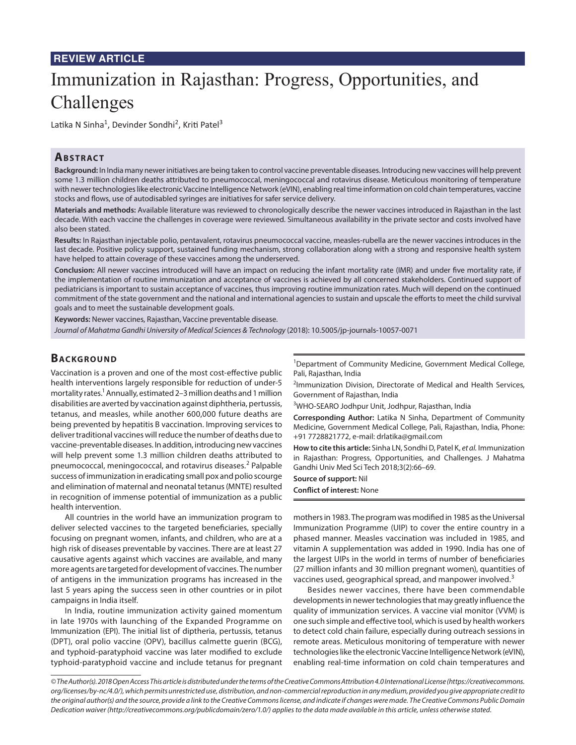**REVIEW ARTICLE**

# Immunization in Rajasthan: Progress, Opportunities, and Challenges

Latika N Sinha[1], Devinder Sondhi[2], Kriti Patel[3]

## Abstract

**Background:** In India many newer initiatives are being taken to control vaccine preventable diseases. Introducing new vaccines will help prevent some 1.3 million children deaths attributed to pneumococcal, meningococcal and rotavirus disease. Meticulous monitoring of temperature with newer technologies like electronic Vaccine Intelligence Network (eVIN), enabling real time information on cold chain temperatures, vaccine stocks and flows, use of autodisabled syringes are initiatives for safer service delivery.

**Materials and methods:** Available literature was reviewed to chronologically describe the newer vaccines introduced in Rajasthan in the last decade. With each vaccine the challenges in coverage were reviewed. Simultaneous availability in the private sector and costs involved have also been stated.

**Results:** In Rajasthan injectable polio, pentavalent, rotavirus pneumococcal vaccine, measles-rubella are the newer vaccines introduces in the last decade. Positive policy support, sustained funding mechanism, strong collaboration along with a strong and responsive health system have helped to attain coverage of these vaccines among the underserved.

**Conclusion:** All newer vaccines introduced will have an impact on reducing the infant mortality rate (IMR) and under five mortality rate, if the implementation of routine immunization and acceptance of vaccines is achieved by all concerned stakeholders. Continued support of pediatricians is important to sustain acceptance of vaccines, thus improving routine immunization rates. Much will depend on the continued commitment of the state government and the national and international agencies to sustain and upscale the efforts to meet the child survival goals and to meet the sustainable development goals.

**Keywords:** Newer vaccines, Rajasthan, Vaccine preventable disease.

*Journal of Mahatma Gandhi University of Medical Sciences & Technology* (2018): 10.5005/jp-journals-10057-0071

## Background

Vaccination is a proven and one of the most cost-effective public health interventions largely responsible for reduction of under-5 mortality rates.[1] Annually, estimated 2–3 million deaths and 1 million disabilities are averted by vaccination against diphtheria, pertussis, tetanus, and measles, while another 600,000 future deaths are being prevented by hepatitis B vaccination. Improving services to deliver traditional vaccines will reduce the number of deaths due to vaccine-preventable diseases. In addition, introducing new vaccines will help prevent some 1.3 million children deaths attributed to pneumococcal, meningococcal, and rotavirus diseases.[2] Palpable success of immunization in eradicating small pox and polio scourge and elimination of maternal and neonatal tetanus (MNTE) resulted in recognition of immense potential of immunization as a public health intervention.

All countries in the world have an immunization program to deliver selected vaccines to the targeted beneficiaries, specially focusing on pregnant women, infants, and children, who are at a high risk of diseases preventable by vaccines. There are at least 27 causative agents against which vaccines are available, and many more agents are targeted for development of vaccines. The number of antigens in the immunization programs has increased in the last 5 years aping the success seen in other countries or in pilot campaigns in India itself.

In India, routine immunization activity gained momentum in late 1970s with launching of the Expanded Programme on Immunization (EPI). The initial list of diptheria, pertussis, tetanus (DPT), oral polio vaccine (OPV), bacillus calmette guerin (BCG), and typhoid-paratyphoid vaccine was later modified to exclude typhoid-paratyphoid vaccine and include tetanus for pregnant mothers in 1983. The program was modified in 1985 as the Universal Immunization Programme (UIP) to cover the entire country in a phased manner. Measles vaccination was included in 1985, and vitamin A supplementation was added in 1990. India has one of the largest UIPs in the world in terms of number of beneficiaries (27 million infants and 30 million pregnant women), quantities of vaccines used, geographical spread, and manpower involved.[3]

Besides newer vaccines, there have been commendable developments in newer technologies that may greatly influence the quality of immunization services. A vaccine vial monitor (VVM) is one such simple and effective tool, which is used by health workers to detect cold chain failure, especially during outreach sessions in remote areas. Meticulous monitoring of temperature with newer technologies like the electronic Vaccine Intelligence Network (eVIN), enabling real-time information on cold chain temperatures and

---

[1]Department of Community Medicine, Government Medical College, Pali, Rajasthan, India

[2]Immunization Division, Directorate of Medical and Health Services, Government of Rajasthan, India

[3]WHO-SEARO Jodhpur Unit, Jodhpur, Rajasthan, India

**Corresponding Author:** Latika N Sinha, Department of Community Medicine, Government Medical College, Pali, Rajasthan, India, Phone: +91 7728821772, e-mail: drlatika@gmail.com

**How to cite this article:** Sinha LN, Sondhi D, Patel K, *et al.* Immunization in Rajasthan: Progress, Opportunities, and Challenges. J Mahatma Gandhi Univ Med Sci Tech 2018;3(2):66–69.

**Source of support:** Nil

**Conflict of interest:** None

*© The Author(s). 2018 Open Access This article is distributed under the terms of the Creative Commons Attribution 4.0 International License (https://creativecommons.org/licenses/by-nc/4.0/), which permits unrestricted use, distribution, and non-commercial reproduction in any medium, provided you give appropriate credit to the original author(s) and the source, provide a link to the Creative Commons license, and indicate if changes were made. The Creative Commons Public Domain Dedication waiver (http://creativecommons.org/publicdomain/zero/1.0/) applies to the data made available in this article, unless otherwise stated.*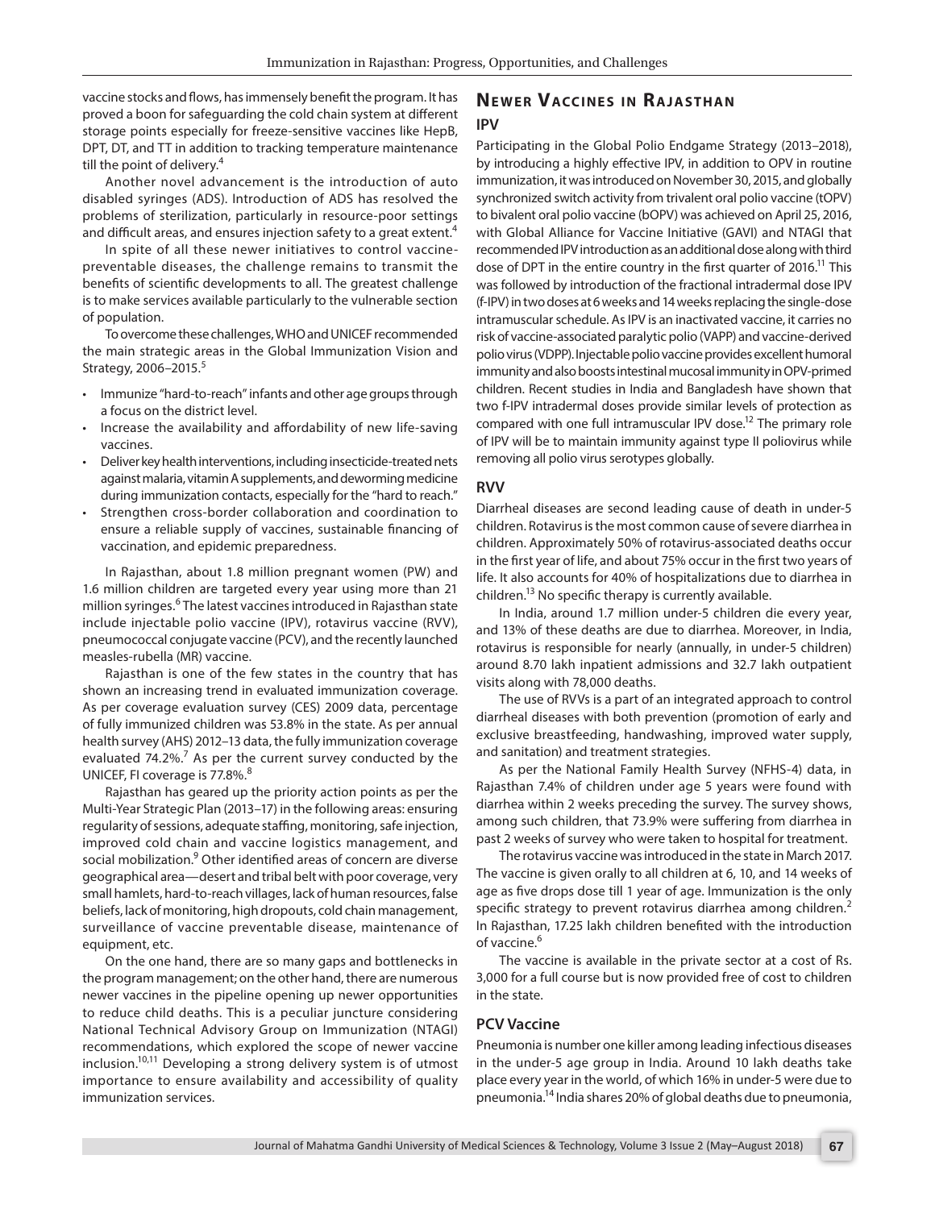vaccine stocks and flows, has immensely benefit the program. It has proved a boon for safeguarding the cold chain system at different storage points especially for freeze-sensitive vaccines like HepB, DPT, DT, and TT in addition to tracking temperature maintenance till the point of delivery.[4]

Another novel advancement is the introduction of auto disabled syringes (ADS). Introduction of ADS has resolved the problems of sterilization, particularly in resource-poor settings and difficult areas, and ensures injection safety to a great extent.[4]

In spite of all these newer initiatives to control vaccine-preventable diseases, the challenge remains to transmit the benefits of scientific developments to all. The greatest challenge is to make services available particularly to the vulnerable section of population.

To overcome these challenges, WHO and UNICEF recommended the main strategic areas in the Global Immunization Vision and Strategy, 2006–2015.[5]

- Immunize "hard-to-reach" infants and other age groups through a focus on the district level.
- Increase the availability and affordability of new life-saving vaccines.
- Deliver key health interventions, including insecticide-treated nets against malaria, vitamin A supplements, and deworming medicine during immunization contacts, especially for the "hard to reach."
- Strengthen cross-border collaboration and coordination to ensure a reliable supply of vaccines, sustainable financing of vaccination, and epidemic preparedness.

In Rajasthan, about 1.8 million pregnant women (PW) and 1.6 million children are targeted every year using more than 21 million syringes.[6] The latest vaccines introduced in Rajasthan state include injectable polio vaccine (IPV), rotavirus vaccine (RVV), pneumococcal conjugate vaccine (PCV), and the recently launched measles-rubella (MR) vaccine.

Rajasthan is one of the few states in the country that has shown an increasing trend in evaluated immunization coverage. As per coverage evaluation survey (CES) 2009 data, percentage of fully immunized children was 53.8% in the state. As per annual health survey (AHS) 2012–13 data, the fully immunization coverage evaluated 74.2%.[7] As per the current survey conducted by the UNICEF, FI coverage is 77.8%.[8]

Rajasthan has geared up the priority action points as per the Multi-Year Strategic Plan (2013–17) in the following areas: ensuring regularity of sessions, adequate staffing, monitoring, safe injection, improved cold chain and vaccine logistics management, and social mobilization.[9] Other identified areas of concern are diverse geographical area—desert and tribal belt with poor coverage, very small hamlets, hard-to-reach villages, lack of human resources, false beliefs, lack of monitoring, high dropouts, cold chain management, surveillance of vaccine preventable disease, maintenance of equipment, etc.

On the one hand, there are so many gaps and bottlenecks in the program management; on the other hand, there are numerous newer vaccines in the pipeline opening up newer opportunities to reduce child deaths. This is a peculiar juncture considering National Technical Advisory Group on Immunization (NTAGI) recommendations, which explored the scope of newer vaccine inclusion.[10,11] Developing a strong delivery system is of utmost importance to ensure availability and accessibility of quality immunization services.

## Newer Vaccines in Rajasthan

### IPV

Participating in the Global Polio Endgame Strategy (2013–2018), by introducing a highly effective IPV, in addition to OPV in routine immunization, it was introduced on November 30, 2015, and globally synchronized switch activity from trivalent oral polio vaccine (tOPV) to bivalent oral polio vaccine (bOPV) was achieved on April 25, 2016, with Global Alliance for Vaccine Initiative (GAVI) and NTAGI that recommended IPV introduction as an additional dose along with third dose of DPT in the entire country in the first quarter of 2016.[11] This was followed by introduction of the fractional intradermal dose IPV (f-IPV) in two doses at 6 weeks and 14 weeks replacing the single-dose intramuscular schedule. As IPV is an inactivated vaccine, it carries no risk of vaccine-associated paralytic polio (VAPP) and vaccine-derived polio virus (VDPP). Injectable polio vaccine provides excellent humoral immunity and also boosts intestinal mucosal immunity in OPV-primed children. Recent studies in India and Bangladesh have shown that two f-IPV intradermal doses provide similar levels of protection as compared with one full intramuscular IPV dose.[12] The primary role of IPV will be to maintain immunity against type II poliovirus while removing all polio virus serotypes globally.

### RVV

Diarrheal diseases are second leading cause of death in under-5 children. Rotavirus is the most common cause of severe diarrhea in children. Approximately 50% of rotavirus-associated deaths occur in the first year of life, and about 75% occur in the first two years of life. It also accounts for 40% of hospitalizations due to diarrhea in children.[13] No specific therapy is currently available.

In India, around 1.7 million under-5 children die every year, and 13% of these deaths are due to diarrhea. Moreover, in India, rotavirus is responsible for nearly (annually, in under-5 children) around 8.70 lakh inpatient admissions and 32.7 lakh outpatient visits along with 78,000 deaths.

The use of RVVs is a part of an integrated approach to control diarrheal diseases with both prevention (promotion of early and exclusive breastfeeding, handwashing, improved water supply, and sanitation) and treatment strategies.

As per the National Family Health Survey (NFHS-4) data, in Rajasthan 7.4% of children under age 5 years were found with diarrhea within 2 weeks preceding the survey. The survey shows, among such children, that 73.9% were suffering from diarrhea in past 2 weeks of survey who were taken to hospital for treatment.

The rotavirus vaccine was introduced in the state in March 2017. The vaccine is given orally to all children at 6, 10, and 14 weeks of age as five drops dose till 1 year of age. Immunization is the only specific strategy to prevent rotavirus diarrhea among children.[2] In Rajasthan, 17.25 lakh children benefited with the introduction of vaccine.[6]

The vaccine is available in the private sector at a cost of Rs. 3,000 for a full course but is now provided free of cost to children in the state.

### PCV Vaccine

Pneumonia is number one killer among leading infectious diseases in the under-5 age group in India. Around 10 lakh deaths take place every year in the world, of which 16% in under-5 were due to pneumonia.[14] India shares 20% of global deaths due to pneumonia,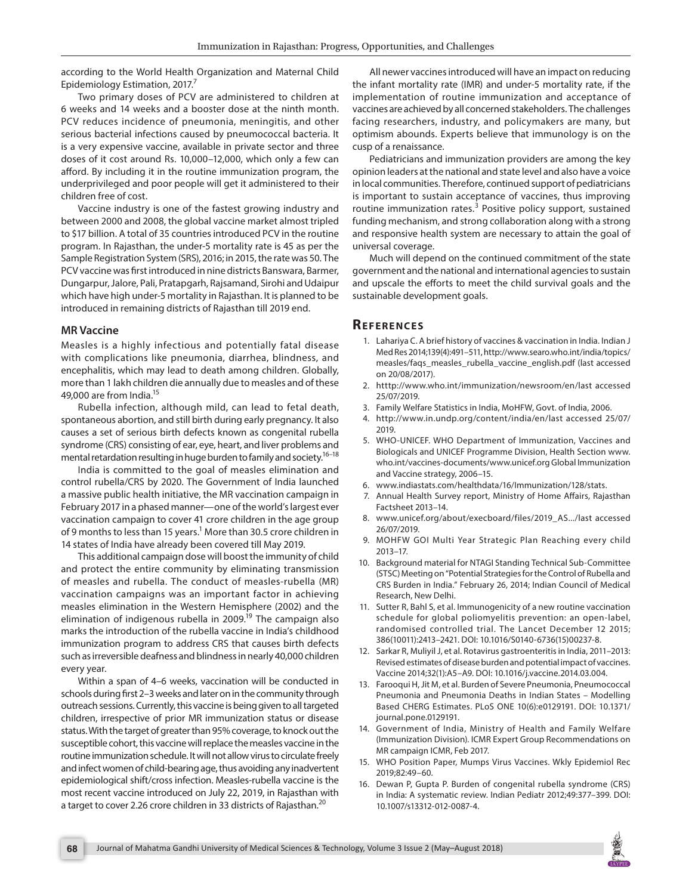according to the World Health Organization and Maternal Child Epidemiology Estimation, 2017.[7]

Two primary doses of PCV are administered to children at 6 weeks and 14 weeks and a booster dose at the ninth month. PCV reduces incidence of pneumonia, meningitis, and other serious bacterial infections caused by pneumococcal bacteria. It is a very expensive vaccine, available in private sector and three doses of it cost around Rs. 10,000–12,000, which only a few can afford. By including it in the routine immunization program, the underprivileged and poor people will get it administered to their children free of cost.

Vaccine industry is one of the fastest growing industry and between 2000 and 2008, the global vaccine market almost tripled to $17 billion. A total of 35 countries introduced PCV in the routine program. In Rajasthan, the under-5 mortality rate is 45 as per the Sample Registration System (SRS), 2016; in 2015, the rate was 50. The PCV vaccine was first introduced in nine districts Banswara, Barmer, Dungarpur, Jalore, Pali, Pratapgarh, Rajsamand, Sirohi and Udaipur which have high under-5 mortality in Rajasthan. It is planned to be introduced in remaining districts of Rajasthan till 2019 end.

### MR Vaccine

Measles is a highly infectious and potentially fatal disease with complications like pneumonia, diarrhea, blindness, and encephalitis, which may lead to death among children. Globally, more than 1 lakh children die annually due to measles and of these 49,000 are from India.[15]

Rubella infection, although mild, can lead to fetal death, spontaneous abortion, and still birth during early pregnancy. It also causes a set of serious birth defects known as congenital rubella syndrome (CRS) consisting of ear, eye, heart, and liver problems and mental retardation resulting in huge burden to family and society.[16–18]

India is committed to the goal of measles elimination and control rubella/CRS by 2020. The Government of India launched a massive public health initiative, the MR vaccination campaign in February 2017 in a phased manner—one of the world's largest ever vaccination campaign to cover 41 crore children in the age group of 9 months to less than 15 years.[1] More than 30.5 crore children in 14 states of India have already been covered till May 2019.

This additional campaign dose will boost the immunity of child and protect the entire community by eliminating transmission of measles and rubella. The conduct of measles-rubella (MR) vaccination campaigns was an important factor in achieving measles elimination in the Western Hemisphere (2002) and the elimination of indigenous rubella in 2009.[19] The campaign also marks the introduction of the rubella vaccine in India's childhood immunization program to address CRS that causes birth defects such as irreversible deafness and blindness in nearly 40,000 children every year.

Within a span of 4–6 weeks, vaccination will be conducted in schools during first 2–3 weeks and later on in the community through outreach sessions. Currently, this vaccine is being given to all targeted children, irrespective of prior MR immunization status or disease status. With the target of greater than 95% coverage, to knock out the susceptible cohort, this vaccine will replace the measles vaccine in the routine immunization schedule. It will not allow virus to circulate freely and infect women of child-bearing age, thus avoiding any inadvertent epidemiological shift/cross infection. Measles-rubella vaccine is the most recent vaccine introduced on July 22, 2019, in Rajasthan with a target to cover 2.26 crore children in 33 districts of Rajasthan.[20]

All newer vaccines introduced will have an impact on reducing the infant mortality rate (IMR) and under-5 mortality rate, if the implementation of routine immunization and acceptance of vaccines are achieved by all concerned stakeholders. The challenges facing researchers, industry, and policymakers are many, but optimism abounds. Experts believe that immunology is on the cusp of a renaissance.

Pediatricians and immunization providers are among the key opinion leaders at the national and state level and also have a voice in local communities. Therefore, continued support of pediatricians is important to sustain acceptance of vaccines, thus improving routine immunization rates.[3] Positive policy support, sustained funding mechanism, and strong collaboration along with a strong and responsive health system are necessary to attain the goal of universal coverage.

Much will depend on the continued commitment of the state government and the national and international agencies to sustain and upscale the efforts to meet the child survival goals and the sustainable development goals.

## References

1. Lahariya C. A brief history of vaccines & vaccination in India. Indian J Med Res 2014;139(4):491–511, http://www.searo.who.int/india/topics/measles/faqs_measles_rubella_vaccine_english.pdf (last accessed on 20/08/2017).
2. htttp://www.who.int/immunization/newsroom/en/last accessed 25/07/2019.
3. Family Welfare Statistics in India, MoHFW, Govt. of India, 2006.
4. http://www.in.undp.org/content/india/en/last accessed 25/07/2019.
5. WHO-UNICEF. WHO Department of Immunization, Vaccines and Biologicals and UNICEF Programme Division, Health Section www.who.int/vaccines-documents/www.unicef.org Global Immunization and Vaccine strategy, 2006–15.
6. www.indiastats.com/healthdata/16/Immunization/128/stats.
7. Annual Health Survey report, Ministry of Home Affairs, Rajasthan Factsheet 2013–14.
8. www.unicef.org/about/execboard/files/2019_AS.../last accessed 26/07/2019.
9. MOHFW GOI Multi Year Strategic Plan Reaching every child 2013–17.
10. Background material for NTAGI Standing Technical Sub-Committee (STSC) Meeting on "Potential Strategies for the Control of Rubella and CRS Burden in India." February 26, 2014; Indian Council of Medical Research, New Delhi.
11. Sutter R, Bahl S, et al. Immunogenicity of a new routine vaccination schedule for global poliomyelitis prevention: an open-label, randomised controlled trial. The Lancet December 12 2015; 386(10011):2413–2421. DOI: 10.1016/S0140-6736(15)00237-8.
12. Sarkar R, Muliyil J, et al. Rotavirus gastroenteritis in India, 2011–2013: Revised estimates of disease burden and potential impact of vaccines. Vaccine 2014;32(1):A5–A9. DOI: 10.1016/j.vaccine.2014.03.004.
13. Farooqui H, Jit M, et al. Burden of Severe Pneumonia, Pneumococcal Pneumonia and Pneumonia Deaths in Indian States – Modelling Based CHERG Estimates. PLoS ONE 10(6):e0129191. DOI: 10.1371/journal.pone.0129191.
14. Government of India, Ministry of Health and Family Welfare (Immunization Division). ICMR Expert Group Recommendations on MR campaign ICMR, Feb 2017.
15. WHO Position Paper, Mumps Virus Vaccines. Wkly Epidemiol Rec 2019;82:49–60.
16. Dewan P, Gupta P. Burden of congenital rubella syndrome (CRS) in India: A systematic review. Indian Pediatr 2012;49:377–399. DOI: 10.1007/s13312-012-0087-4.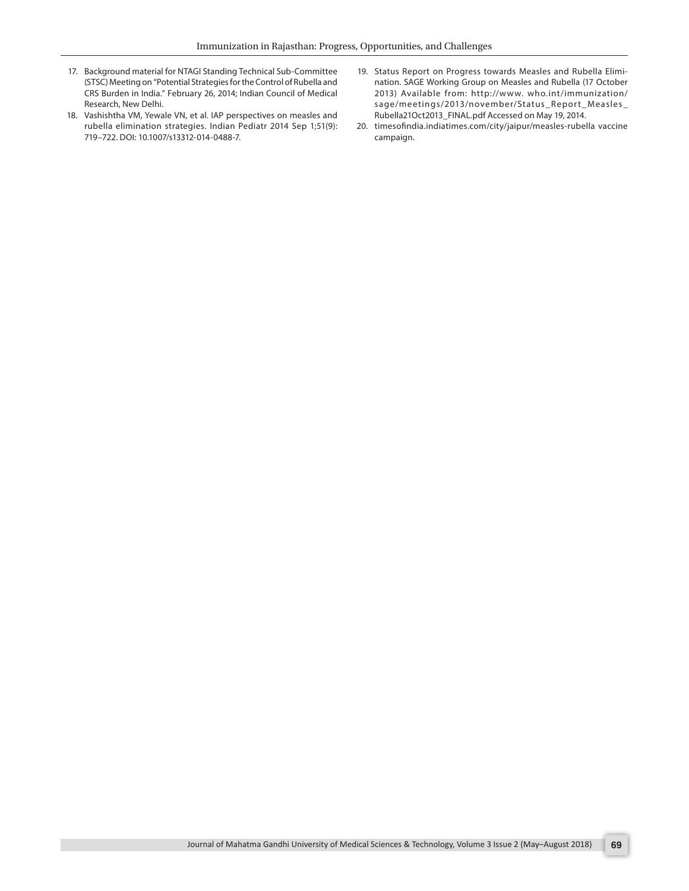17. Background material for NTAGI Standing Technical Sub-Committee (STSC) Meeting on "Potential Strategies for the Control of Rubella and CRS Burden in India." February 26, 2014; Indian Council of Medical Research, New Delhi.
18. Vashishtha VM, Yewale VN, et al. IAP perspectives on measles and rubella elimination strategies. Indian Pediatr 2014 Sep 1;51(9): 719–722. DOI: 10.1007/s13312-014-0488-7.
19. Status Report on Progress towards Measles and Rubella Elimination. SAGE Working Group on Measles and Rubella (17 October 2013) Available from: http://www. who.int/immunization/sage/meetings/2013/november/Status_Report_Measles_Rubella21Oct2013_FINAL.pdf Accessed on May 19, 2014.
20. timesofindia.indiatimes.com/city/jaipur/measles-rubella vaccine campaign.